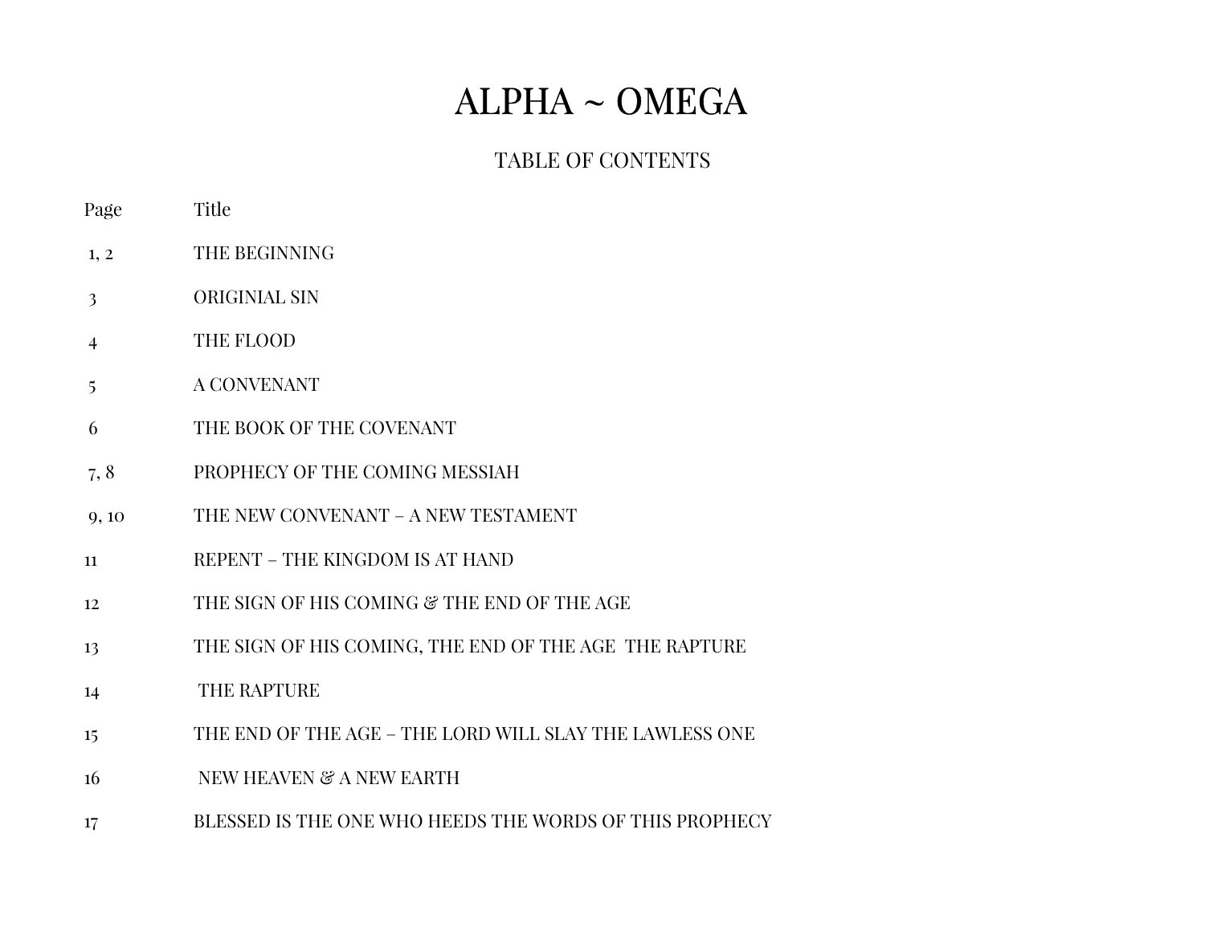# ALPHA ~ OMEGA

## TABLE OF CONTENTS

| Page | Title |
|---|---|
| 1, 2 | THE BEGINNING |
| 3 | ORIGINIAL SIN |
| 4 | THE FLOOD |
| 5 | A CONVENANT |
| 6 | THE BOOK OF THE COVENANT |
| 7, 8 | PROPHECY OF THE COMING MESSIAH |
| 9, 10 | THE NEW CONVENANT – A NEW TESTAMENT |
| 11 | REPENT – THE KINGDOM IS AT HAND |
| 12 | THE SIGN OF HIS COMING & THE END OF THE AGE |
| 13 | THE SIGN OF HIS COMING, THE END OF THE AGE THE RAPTURE |
| 14 | THE RAPTURE |
| 15 | THE END OF THE AGE – THE LORD WILL SLAY THE LAWLESS ONE |
| 16 | NEW HEAVEN & A NEW EARTH |
| 17 | BLESSED IS THE ONE WHO HEEDS THE WORDS OF THIS PROPHECY |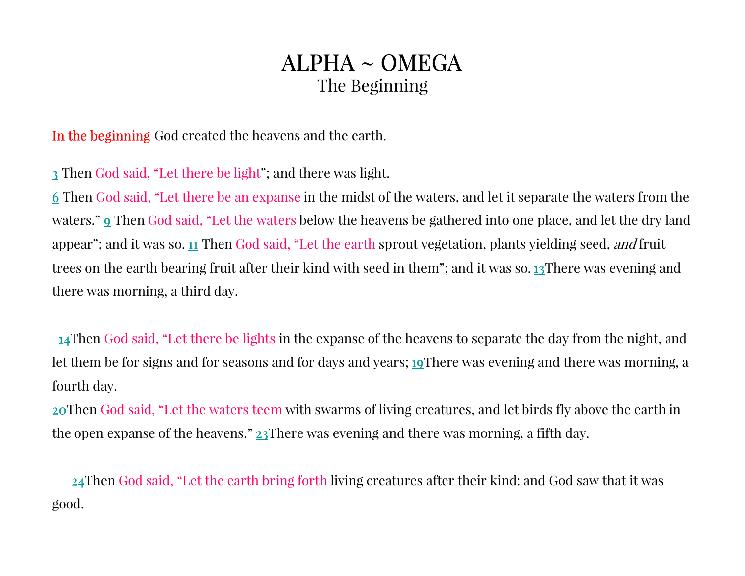# ALPHA ~ OMEGA

## The Beginning

In the beginning God created the heavens and the earth.

3 Then God said, "Let there be light"; and there was light.
6 Then God said, "Let there be an expanse in the midst of the waters, and let it separate the waters from the waters." 9 Then God said, "Let the waters below the heavens be gathered into one place, and let the dry land appear"; and it was so. 11 Then God said, "Let the earth sprout vegetation, plants yielding seed, *and* fruit trees on the earth bearing fruit after their kind with seed in them"; and it was so. 13There was evening and there was morning, a third day.

14Then God said, "Let there be lights in the expanse of the heavens to separate the day from the night, and let them be for signs and for seasons and for days and years; 19There was evening and there was morning, a fourth day.
20Then God said, "Let the waters teem with swarms of living creatures, and let birds fly above the earth in the open expanse of the heavens." 23There was evening and there was morning, a fifth day.

24Then God said, "Let the earth bring forth living creatures after their kind: and God saw that it was good.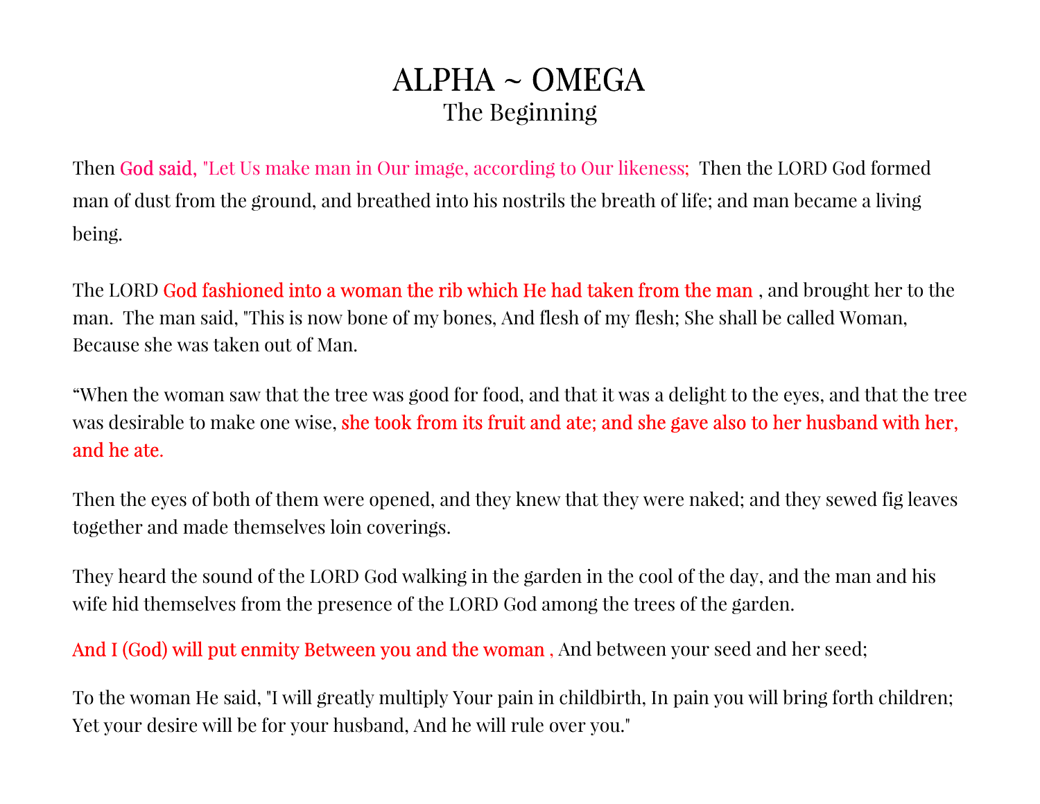# ALPHA ~ OMEGA

## The Beginning

Then God said, "Let Us make man in Our image, according to Our likeness;  Then the LORD God formed man of dust from the ground, and breathed into his nostrils the breath of life; and man became a living being.

The LORD God fashioned into a woman the rib which He had taken from the man , and brought her to the man.  The man said, "This is now bone of my bones, And flesh of my flesh; She shall be called Woman, Because she was taken out of Man.

"When the woman saw that the tree was good for food, and that it was a delight to the eyes, and that the tree was desirable to make one wise, she took from its fruit and ate; and she gave also to her husband with her, and he ate.

Then the eyes of both of them were opened, and they knew that they were naked; and they sewed fig leaves together and made themselves loin coverings.

They heard the sound of the LORD God walking in the garden in the cool of the day, and the man and his wife hid themselves from the presence of the LORD God among the trees of the garden.

And I (God) will put enmity Between you and the woman , And between your seed and her seed;

To the woman He said, "I will greatly multiply Your pain in childbirth, In pain you will bring forth children; Yet your desire will be for your husband, And he will rule over you."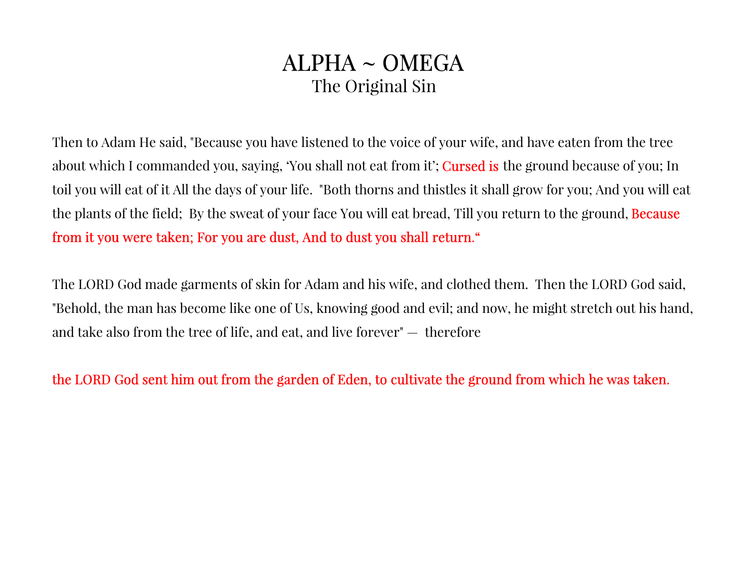# ALPHA ~ OMEGA

## The Original Sin

Then to Adam He said, "Because you have listened to the voice of your wife, and have eaten from the tree about which I commanded you, saying, 'You shall not eat from it'; Cursed is the ground because of you; In toil you will eat of it All the days of your life. "Both thorns and thistles it shall grow for you; And you will eat the plants of the field; By the sweat of your face You will eat bread, Till you return to the ground, Because from it you were taken; For you are dust, And to dust you shall return."

The LORD God made garments of skin for Adam and his wife, and clothed them. Then the LORD God said, "Behold, the man has become like one of Us, knowing good and evil; and now, he might stretch out his hand, and take also from the tree of life, and eat, and live forever" — therefore

the LORD God sent him out from the garden of Eden, to cultivate the ground from which he was taken.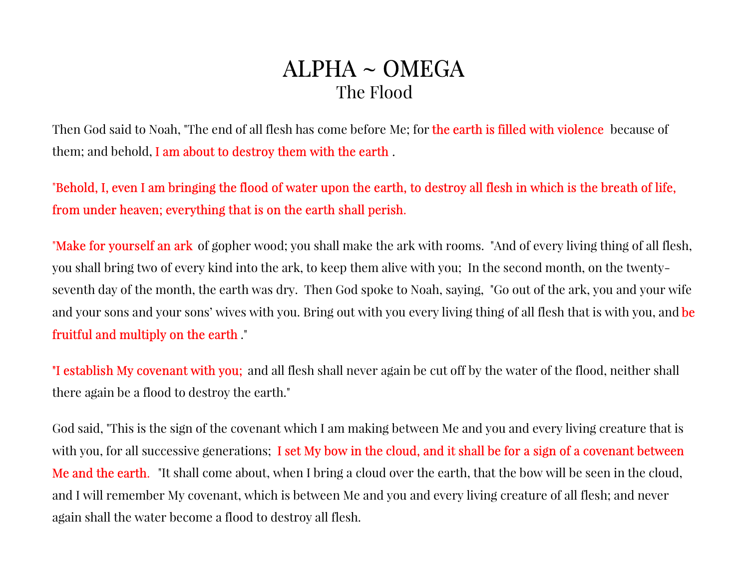# ALPHA ~ OMEGA

## The Flood

Then God said to Noah, "The end of all flesh has come before Me; for the earth is filled with violence because of them; and behold, I am about to destroy them with the earth .

"Behold, I, even I am bringing the flood of water upon the earth, to destroy all flesh in which is the breath of life, from under heaven; everything that is on the earth shall perish.

"Make for yourself an ark of gopher wood; you shall make the ark with rooms. "And of every living thing of all flesh, you shall bring two of every kind into the ark, to keep them alive with you; In the second month, on the twenty-seventh day of the month, the earth was dry. Then God spoke to Noah, saying, "Go out of the ark, you and your wife and your sons and your sons' wives with you. Bring out with you every living thing of all flesh that is with you, and be fruitful and multiply on the earth ."

"I establish My covenant with you; and all flesh shall never again be cut off by the water of the flood, neither shall there again be a flood to destroy the earth."

God said, "This is the sign of the covenant which I am making between Me and you and every living creature that is with you, for all successive generations; I set My bow in the cloud, and it shall be for a sign of a covenant between Me and the earth. "It shall come about, when I bring a cloud over the earth, that the bow will be seen in the cloud, and I will remember My covenant, which is between Me and you and every living creature of all flesh; and never again shall the water become a flood to destroy all flesh.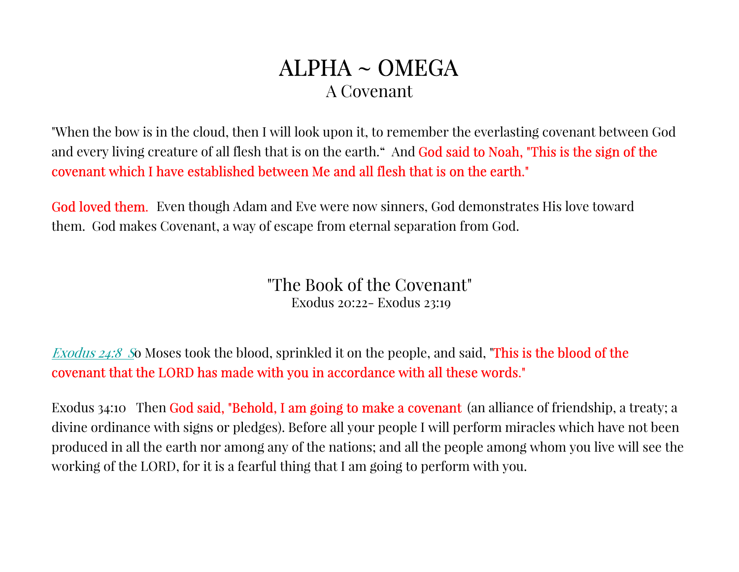# ALPHA ~ OMEGA

## A Covenant

"When the bow is in the cloud, then I will look upon it, to remember the everlasting covenant between God and every living creature of all flesh that is on the earth." And God said to Noah, "This is the sign of the covenant which I have established between Me and all flesh that is on the earth."

God loved them. Even though Adam and Eve were now sinners, God demonstrates His love toward them. God makes Covenant, a way of escape from eternal separation from God.

## "The Book of the Covenant"

Exodus 20:22- Exodus 23:19

*Exodus 24:8* So Moses took the blood, sprinkled it on the people, and said, "This is the blood of the covenant that the LORD has made with you in accordance with all these words."

Exodus 34:10 Then God said, "Behold, I am going to make a covenant (an alliance of friendship, a treaty; a divine ordinance with signs or pledges). Before all your people I will perform miracles which have not been produced in all the earth nor among any of the nations; and all the people among whom you live will see the working of the LORD, for it is a fearful thing that I am going to perform with you.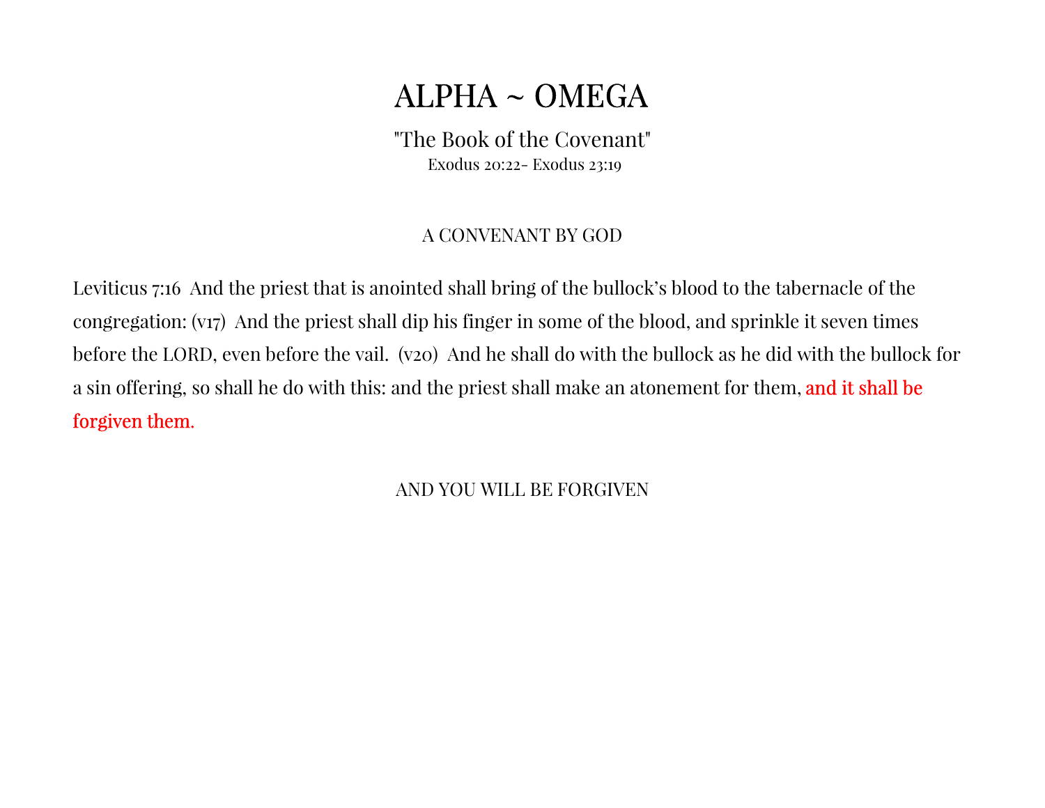# ALPHA ~ OMEGA

## "The Book of the Covenant"

Exodus 20:22- Exodus 23:19

A CONVENANT BY GOD

Leviticus 7:16  And the priest that is anointed shall bring of the bullock's blood to the tabernacle of the congregation: (v17)  And the priest shall dip his finger in some of the blood, and sprinkle it seven times before the LORD, even before the vail.  (v20)  And he shall do with the bullock as he did with the bullock for a sin offering, so shall he do with this: and the priest shall make an atonement for them, and it shall be forgiven them.

AND YOU WILL BE FORGIVEN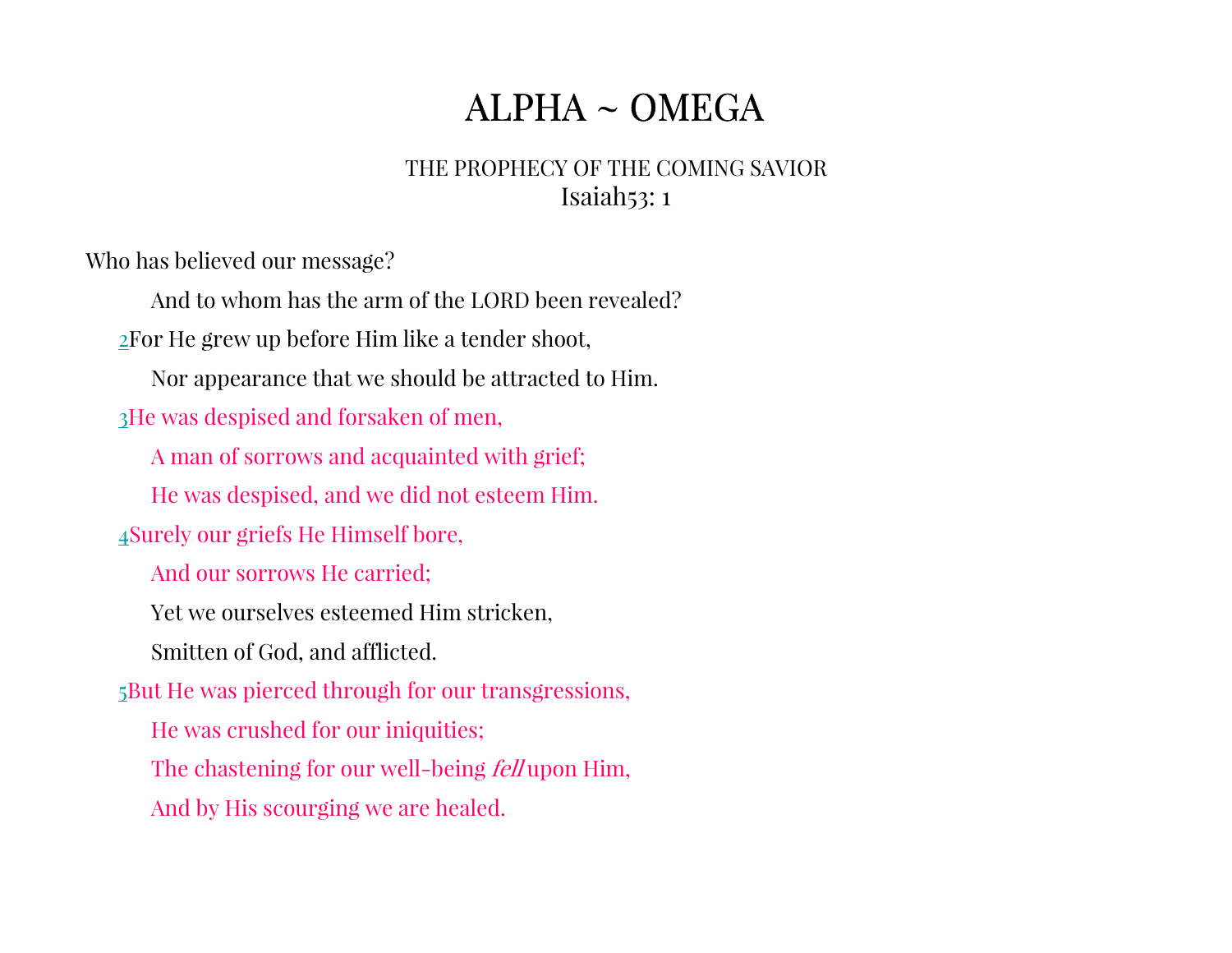# ALPHA ~ OMEGA

THE PROPHECY OF THE COMING SAVIOR
Isaiah53: 1

Who has believed our message?

And to whom has the arm of the LORD been revealed?

2For He grew up before Him like a tender shoot,

Nor appearance that we should be attracted to Him.

3He was despised and forsaken of men,

A man of sorrows and acquainted with grief;

He was despised, and we did not esteem Him.

4Surely our griefs He Himself bore,

And our sorrows He carried;

Yet we ourselves esteemed Him stricken,

Smitten of God, and afflicted.

5But He was pierced through for our transgressions,

He was crushed for our iniquities;

The chastening for our well-being *fell* upon Him,

And by His scourging we are healed.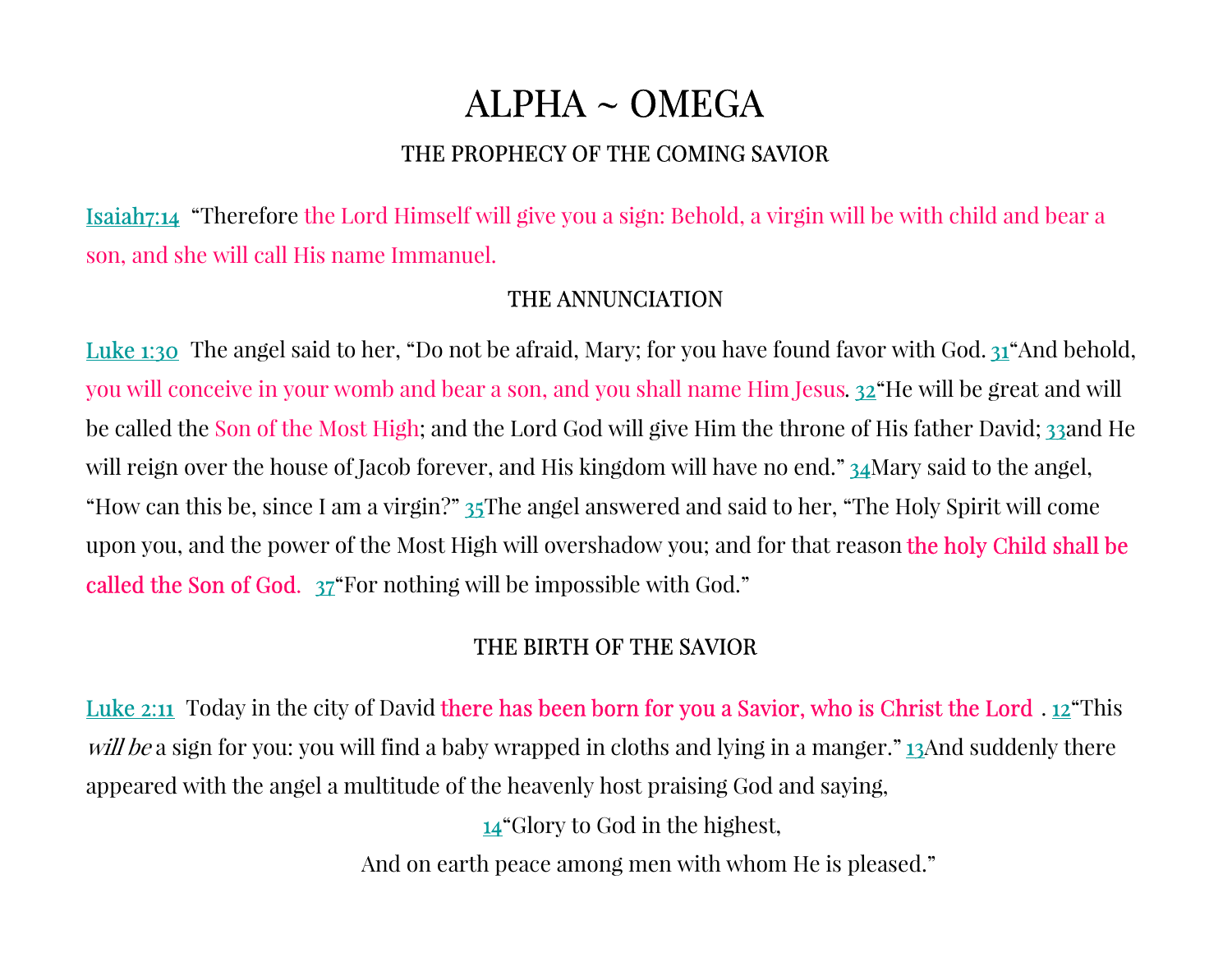# ALPHA ~ OMEGA

## THE PROPHECY OF THE COMING SAVIOR

Isaiah7:14 "Therefore the Lord Himself will give you a sign: Behold, a virgin will be with child and bear a son, and she will call His name Immanuel.

## THE ANNUNCIATION

Luke 1:30 The angel said to her, "Do not be afraid, Mary; for you have found favor with God. 31"And behold, you will conceive in your womb and bear a son, and you shall name Him Jesus. 32"He will be great and will be called the Son of the Most High; and the Lord God will give Him the throne of His father David; 33and He will reign over the house of Jacob forever, and His kingdom will have no end." 34Mary said to the angel, "How can this be, since I am a virgin?" 35The angel answered and said to her, "The Holy Spirit will come upon you, and the power of the Most High will overshadow you; and for that reason the holy Child shall be called the Son of God. 37"For nothing will be impossible with God."

## THE BIRTH OF THE SAVIOR

Luke 2:11 Today in the city of David there has been born for you a Savior, who is Christ the Lord . 12"This *will be* a sign for you: you will find a baby wrapped in cloths and lying in a manger." 13And suddenly there appeared with the angel a multitude of the heavenly host praising God and saying,

14"Glory to God in the highest,
And on earth peace among men with whom He is pleased."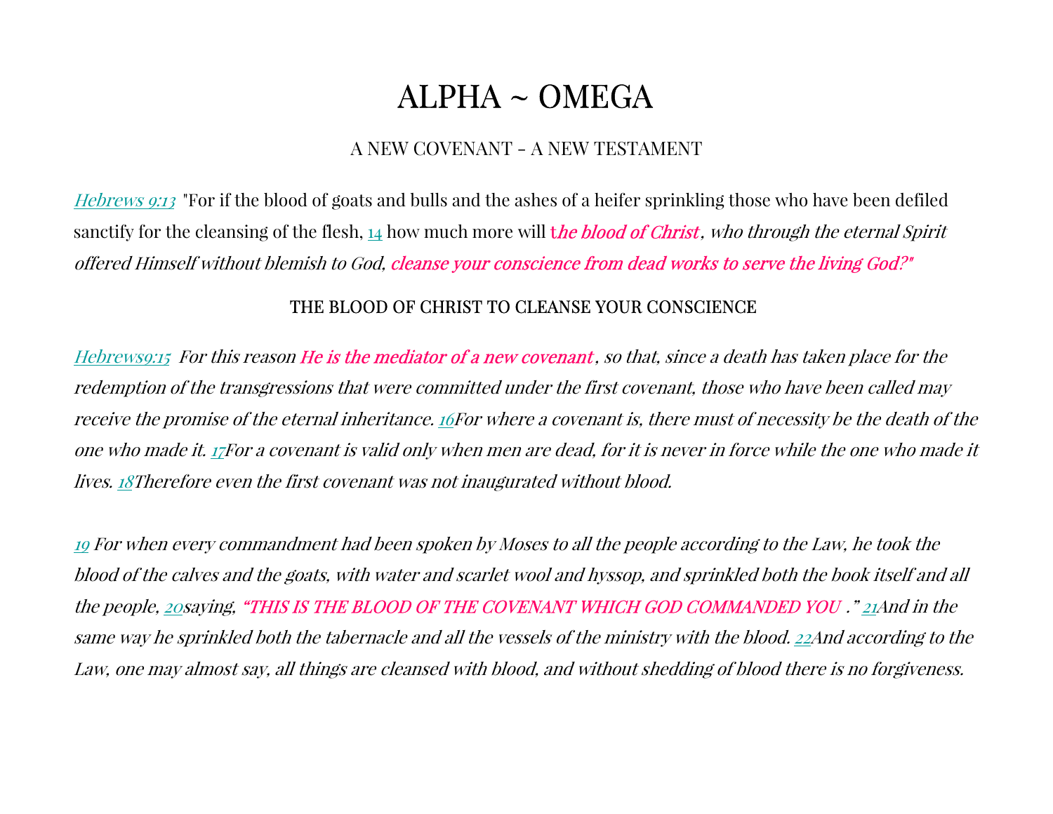# ALPHA ~ OMEGA

A NEW COVENANT - A NEW TESTAMENT

*Hebrews 9:13* "For if the blood of goats and bulls and the ashes of a heifer sprinkling those who have been defiled sanctify for the cleansing of the flesh, 14 how much more will t*he blood of Christ, who through the eternal Spirit offered Himself without blemish to God, cleanse your conscience from dead works to serve the living God?"*

THE BLOOD OF CHRIST TO CLEANSE YOUR CONSCIENCE

*Hebrews9:15 For this reason He is the mediator of a new covenant, so that, since a death has taken place for the redemption of the transgressions that were committed under the first covenant, those who have been called may receive the promise of the eternal inheritance. 16For where a covenant is, there must of necessity be the death of the one who made it. 17For a covenant is valid only when men are dead, for it is never in force while the one who made it lives. 18Therefore even the first covenant was not inaugurated without blood.*

*19 For when every commandment had been spoken by Moses to all the people according to the Law, he took the blood of the calves and the goats, with water and scarlet wool and hyssop, and sprinkled both the book itself and all the people, 20saying, "THIS IS THE BLOOD OF THE COVENANT WHICH GOD COMMANDED YOU ." 21And in the same way he sprinkled both the tabernacle and all the vessels of the ministry with the blood. 22And according to the Law, one may almost say, all things are cleansed with blood, and without shedding of blood there is no forgiveness.*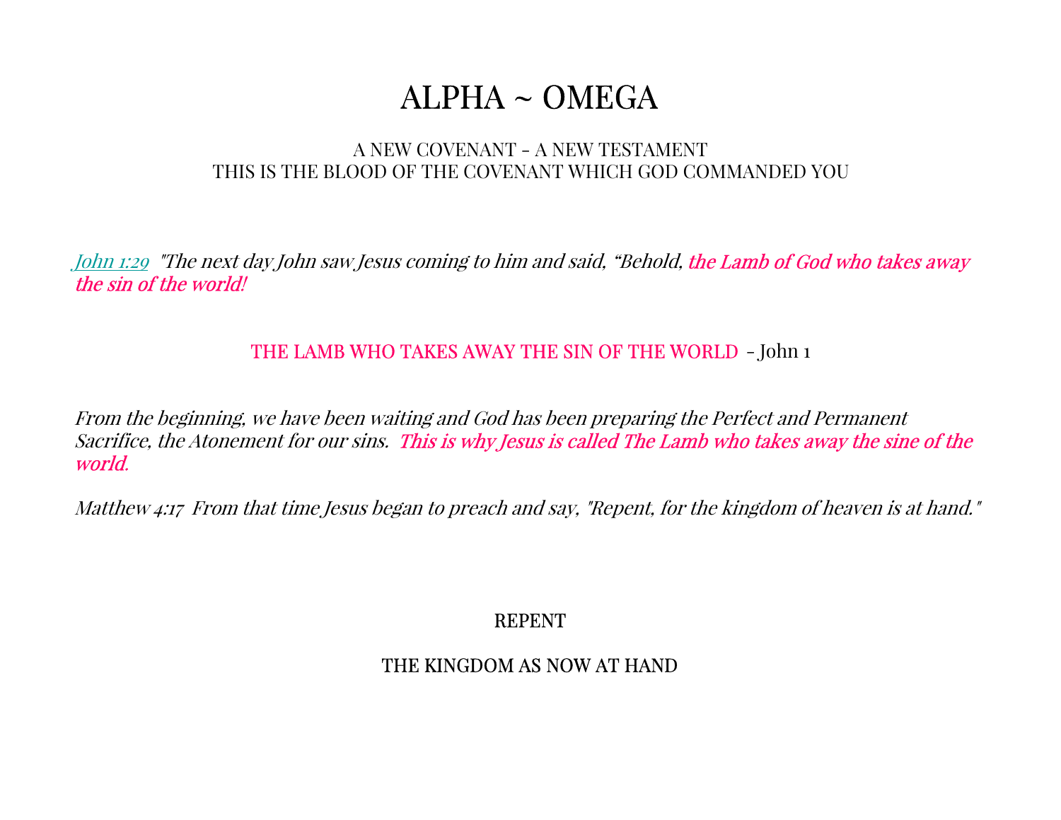# ALPHA ~ OMEGA

A NEW COVENANT - A NEW TESTAMENT
THIS IS THE BLOOD OF THE COVENANT WHICH GOD COMMANDED YOU

*John 1:29 "The next day John saw Jesus coming to him and said, "Behold, the Lamb of God who takes away the sin of the world!*

THE LAMB WHO TAKES AWAY THE SIN OF THE WORLD - John 1

*From the beginning, we have been waiting and God has been preparing the Perfect and Permanent Sacrifice, the Atonement for our sins. This is why Jesus is called The Lamb who takes away the sine of the world.*

*Matthew 4:17 From that time Jesus began to preach and say, "Repent, for the kingdom of heaven is at hand."*

REPENT

THE KINGDOM AS NOW AT HAND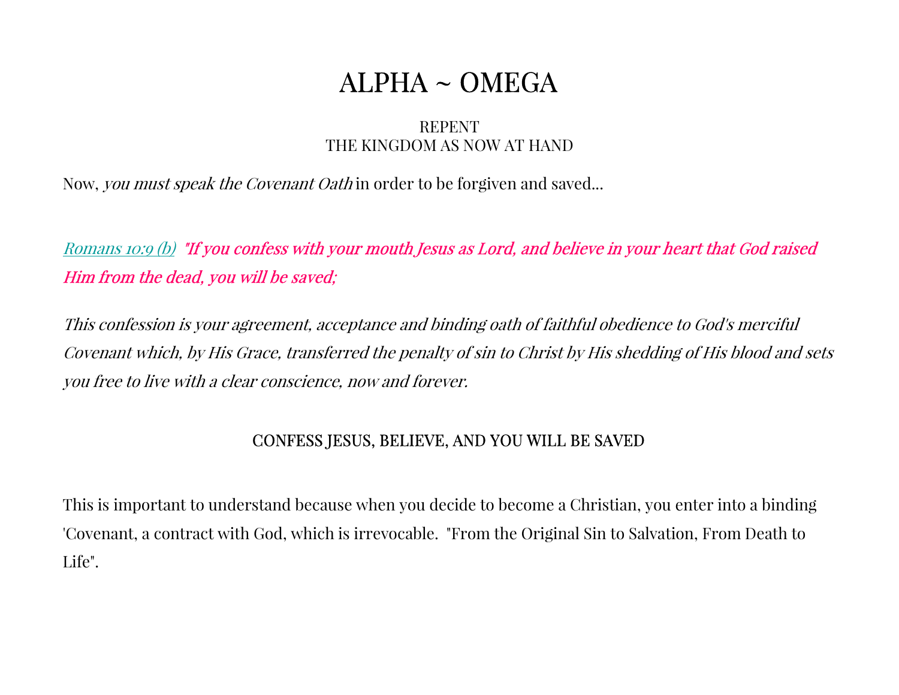# ALPHA ~ OMEGA

REPENT
THE KINGDOM AS NOW AT HAND

Now, *you must speak the Covenant Oath* in order to be forgiven and saved...

*Romans 10:9 (b)* ***"If you confess with your mouth Jesus as Lord, and believe in your heart that God raised Him from the dead, you will be saved;***

*This confession is your agreement, acceptance and binding oath of faithful obedience to God's merciful Covenant which, by His Grace, transferred the penalty of sin to Christ by His shedding of His blood and sets you free to live with a clear conscience, now and forever.*

CONFESS JESUS, BELIEVE, AND YOU WILL BE SAVED

This is important to understand because when you decide to become a Christian, you enter into a binding 'Covenant, a contract with God, which is irrevocable. "From the Original Sin to Salvation, From Death to Life".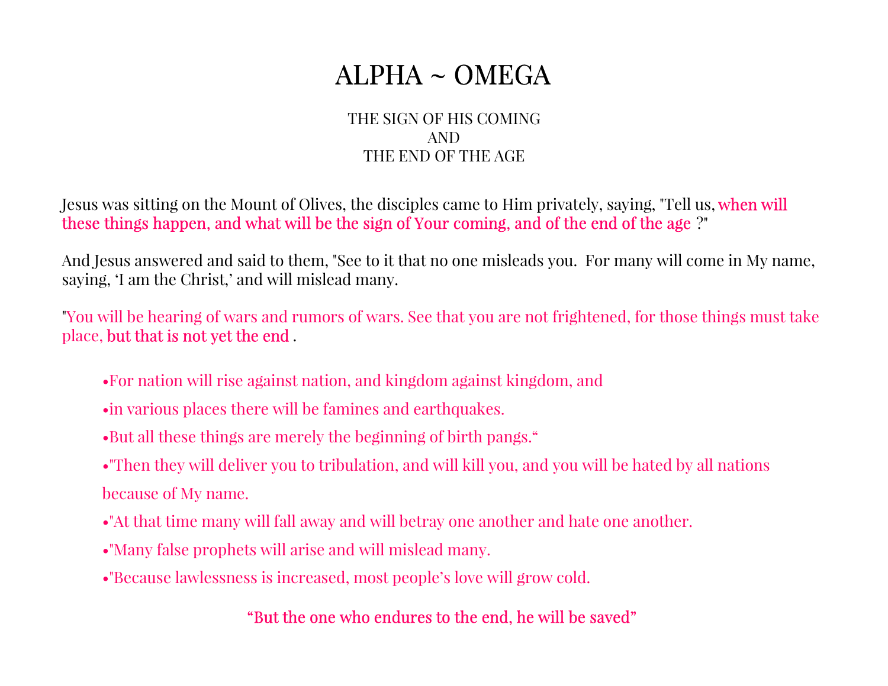# ALPHA ~ OMEGA

THE SIGN OF HIS COMING
AND
THE END OF THE AGE

Jesus was sitting on the Mount of Olives, the disciples came to Him privately, saying, "Tell us, when will these things happen, and what will be the sign of Your coming, and of the end of the age ?"

And Jesus answered and said to them, "See to it that no one misleads you. For many will come in My name, saying, 'I am the Christ,' and will mislead many.

"You will be hearing of wars and rumors of wars. See that you are not frightened, for those things must take place, but that is not yet the end .

- For nation will rise against nation, and kingdom against kingdom, and
- in various places there will be famines and earthquakes.
- But all these things are merely the beginning of birth pangs."
- "Then they will deliver you to tribulation, and will kill you, and you will be hated by all nations because of My name.
- "At that time many will fall away and will betray one another and hate one another.
- "Many false prophets will arise and will mislead many.
- "Because lawlessness is increased, most people's love will grow cold.

"But the one who endures to the end, he will be saved"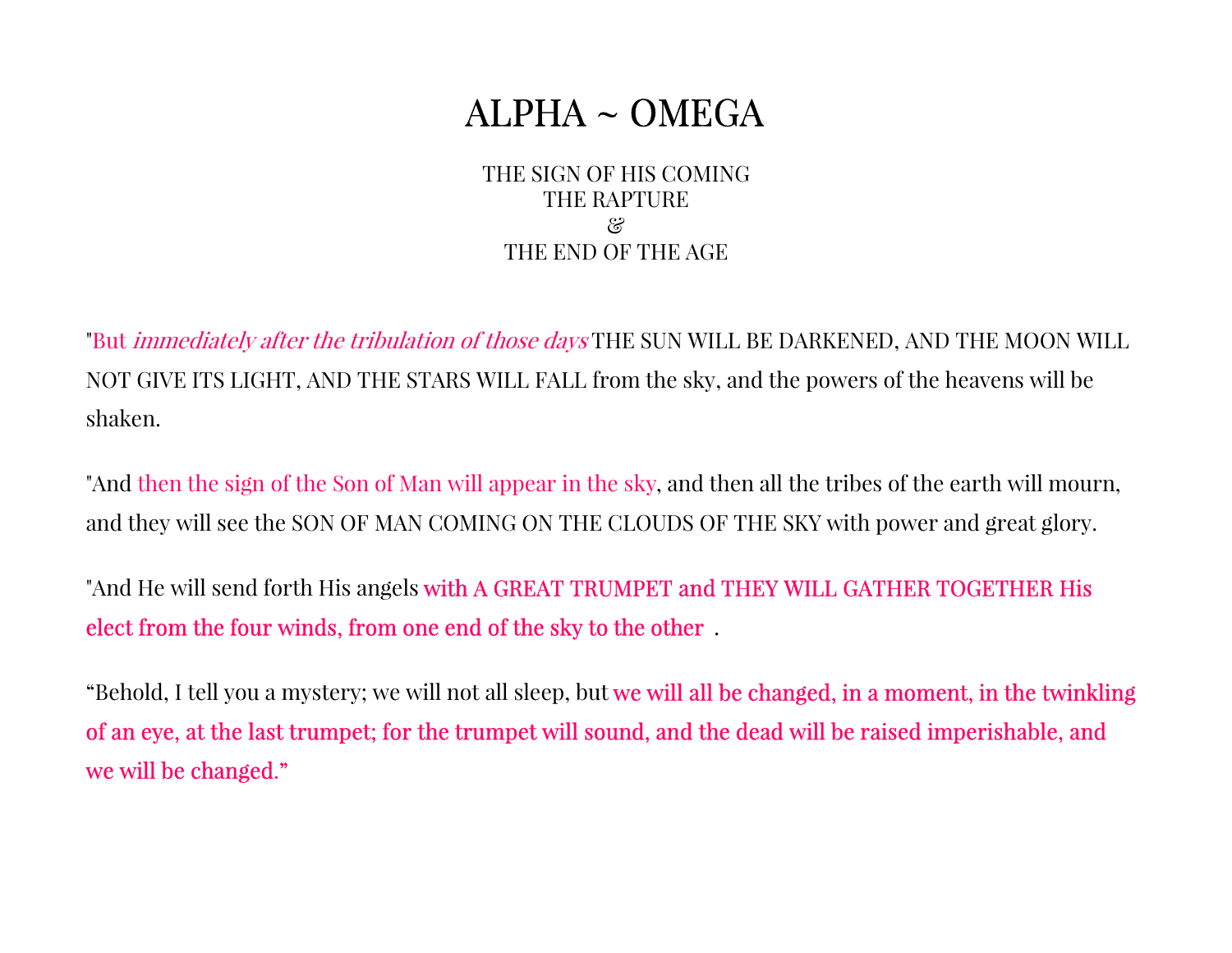# ALPHA ~ OMEGA

THE SIGN OF HIS COMING
THE RAPTURE
&
THE END OF THE AGE

"But *immediately after the tribulation of those days* THE SUN WILL BE DARKENED, AND THE MOON WILL NOT GIVE ITS LIGHT, AND THE STARS WILL FALL from the sky, and the powers of the heavens will be shaken.

"And then the sign of the Son of Man will appear in the sky, and then all the tribes of the earth will mourn, and they will see the SON OF MAN COMING ON THE CLOUDS OF THE SKY with power and great glory.

"And He will send forth His angels with A GREAT TRUMPET and THEY WILL GATHER TOGETHER His elect from the four winds, from one end of the sky to the other .

“Behold, I tell you a mystery; we will not all sleep, but we will all be changed, in a moment, in the twinkling of an eye, at the last trumpet; for the trumpet will sound, and the dead will be raised imperishable, and we will be changed.”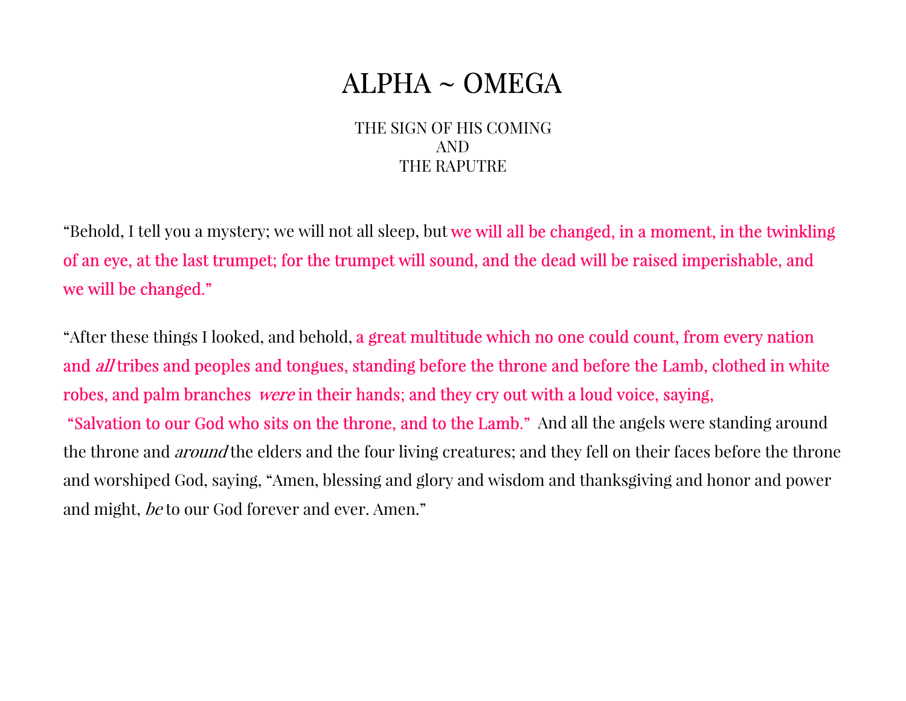# ALPHA ~ OMEGA

THE SIGN OF HIS COMING
AND
THE RAPUTRE

“Behold, I tell you a mystery; we will not all sleep, but we will all be changed, in a moment, in the twinkling of an eye, at the last trumpet; for the trumpet will sound, and the dead will be raised imperishable, and we will be changed.”

“After these things I looked, and behold, a great multitude which no one could count, from every nation and *all* tribes and peoples and tongues, standing before the throne and before the Lamb, clothed in white robes, and palm branches *were* in their hands; and they cry out with a loud voice, saying, “Salvation to our God who sits on the throne, and to the Lamb.” And all the angels were standing around the throne and *around* the elders and the four living creatures; and they fell on their faces before the throne and worshiped God, saying, “Amen, blessing and glory and wisdom and thanksgiving and honor and power and might, *be* to our God forever and ever. Amen.”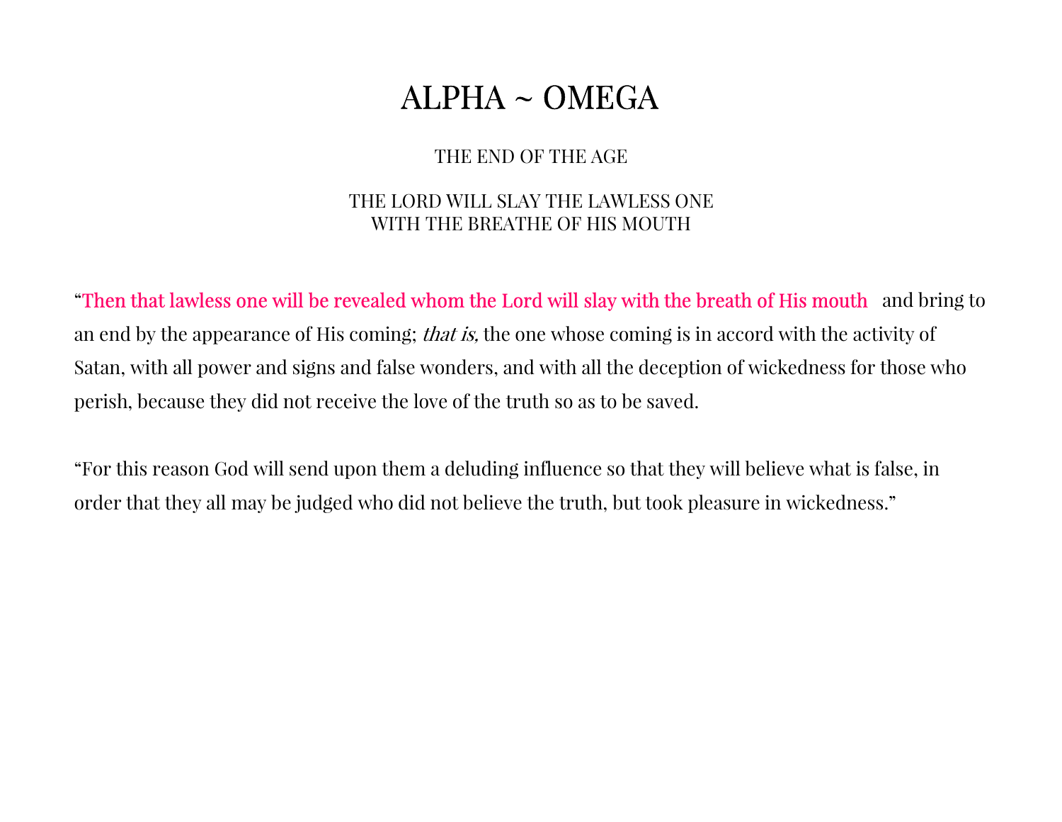# ALPHA ~ OMEGA

THE END OF THE AGE

THE LORD WILL SLAY THE LAWLESS ONE
WITH THE BREATHE OF HIS MOUTH

"Then that lawless one will be revealed whom the Lord will slay with the breath of His mouth and bring to an end by the appearance of His coming; *that is,* the one whose coming is in accord with the activity of Satan, with all power and signs and false wonders, and with all the deception of wickedness for those who perish, because they did not receive the love of the truth so as to be saved.

"For this reason God will send upon them a deluding influence so that they will believe what is false, in order that they all may be judged who did not believe the truth, but took pleasure in wickedness."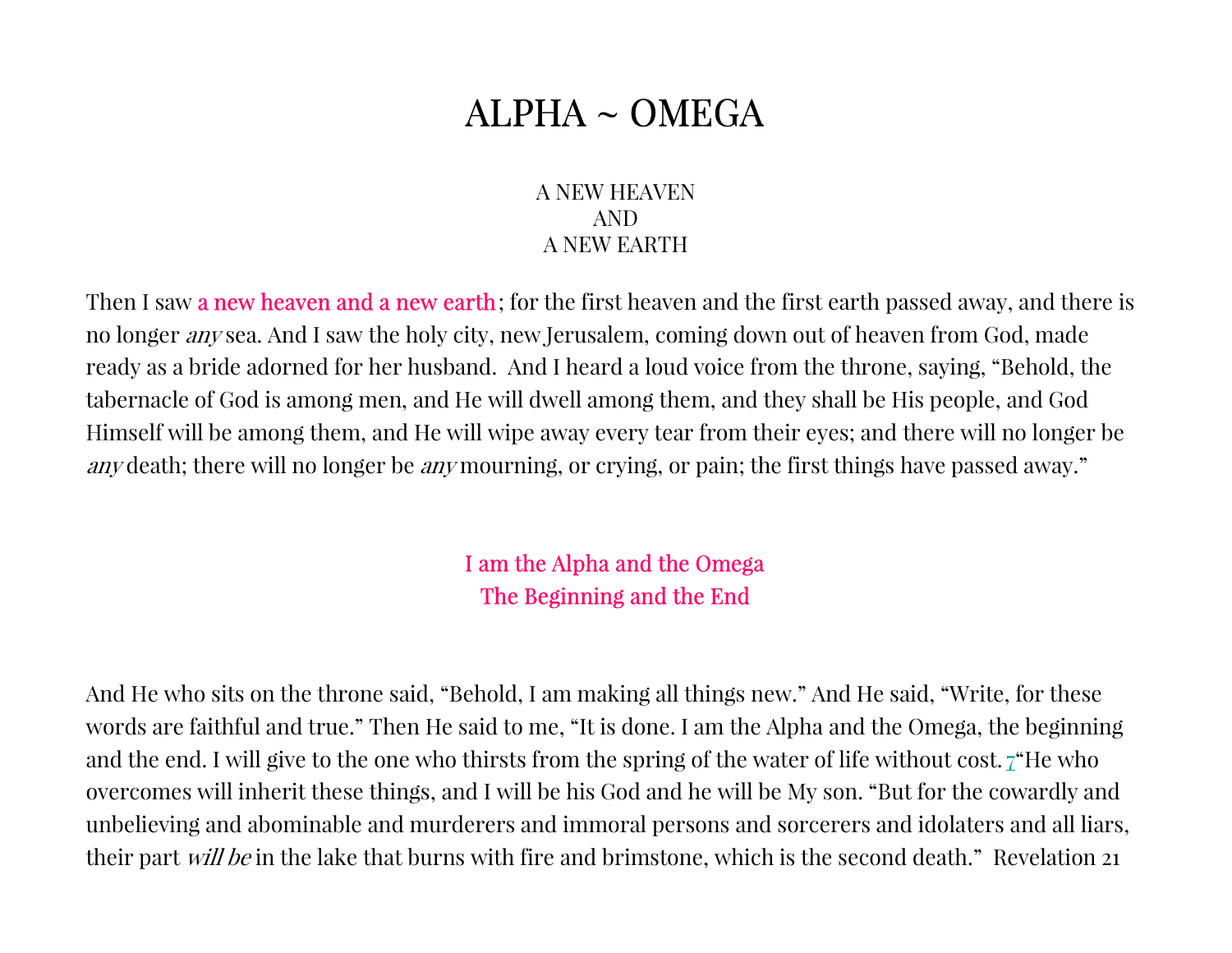# ALPHA ~ OMEGA

A NEW HEAVEN
AND
A NEW EARTH

Then I saw a new heaven and a new earth; for the first heaven and the first earth passed away, and there is no longer *any* sea. And I saw the holy city, new Jerusalem, coming down out of heaven from God, made ready as a bride adorned for her husband. And I heard a loud voice from the throne, saying, "Behold, the tabernacle of God is among men, and He will dwell among them, and they shall be His people, and God Himself will be among them, and He will wipe away every tear from their eyes; and there will no longer be *any* death; there will no longer be *any* mourning, or crying, or pain; the first things have passed away."

I am the Alpha and the Omega
The Beginning and the End

And He who sits on the throne said, "Behold, I am making all things new." And He said, "Write, for these words are faithful and true." Then He said to me, "It is done. I am the Alpha and the Omega, the beginning and the end. I will give to the one who thirsts from the spring of the water of life without cost. 7"He who overcomes will inherit these things, and I will be his God and he will be My son. "But for the cowardly and unbelieving and abominable and murderers and immoral persons and sorcerers and idolaters and all liars, their part *will be* in the lake that burns with fire and brimstone, which is the second death." Revelation 21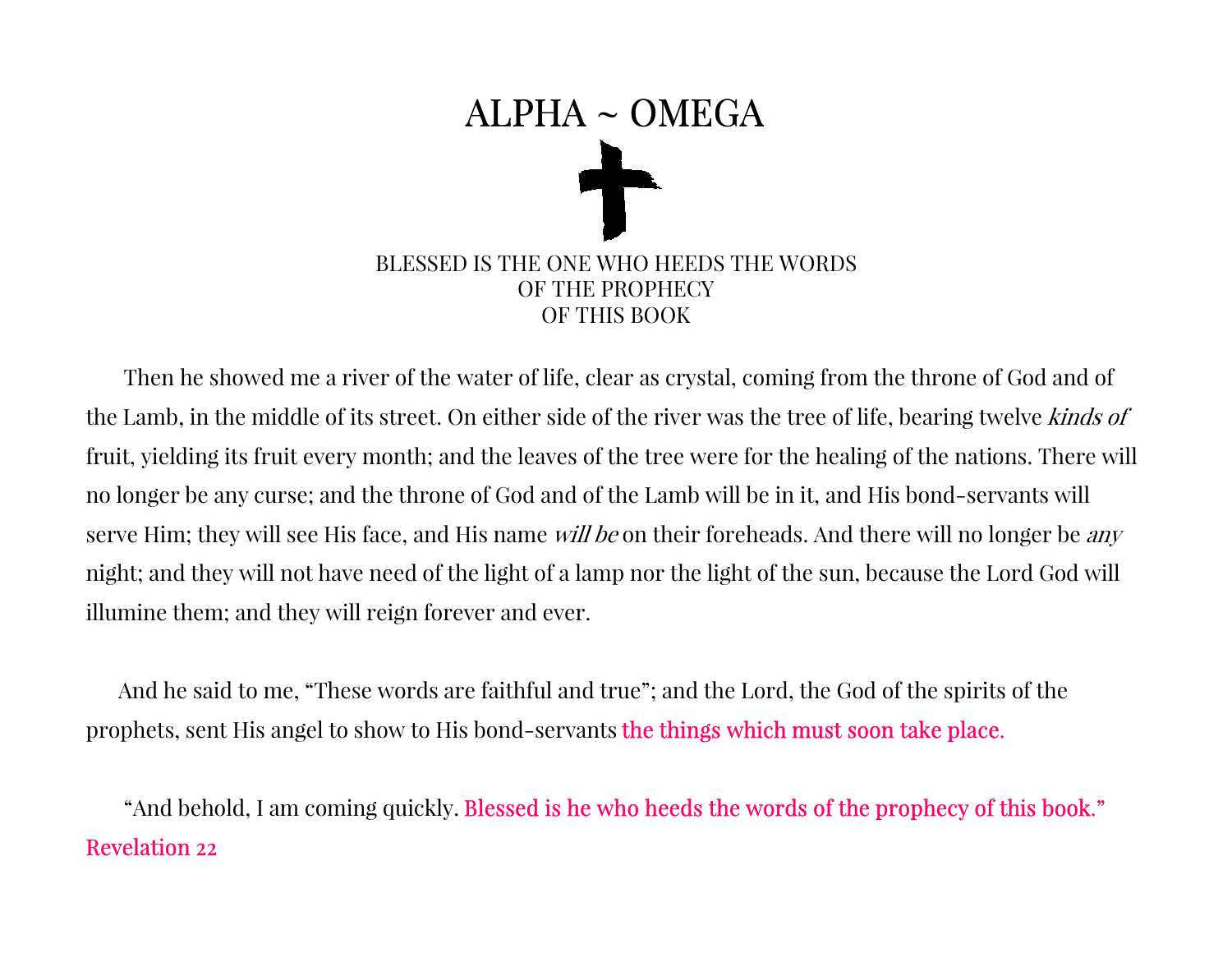# ALPHA ~ OMEGA

BLESSED IS THE ONE WHO HEEDS THE WORDS
OF THE PROPHECY
OF THIS BOOK

Then he showed me a river of the water of life, clear as crystal, coming from the throne of God and of the Lamb, in the middle of its street. On either side of the river was the tree of life, bearing twelve *kinds of* fruit, yielding its fruit every month; and the leaves of the tree were for the healing of the nations. There will no longer be any curse; and the throne of God and of the Lamb will be in it, and His bond-servants will serve Him; they will see His face, and His name *will be* on their foreheads. And there will no longer be *any* night; and they will not have need of the light of a lamp nor the light of the sun, because the Lord God will illumine them; and they will reign forever and ever.

And he said to me, "These words are faithful and true"; and the Lord, the God of the spirits of the prophets, sent His angel to show to His bond-servants the things which must soon take place.

"And behold, I am coming quickly. Blessed is he who heeds the words of the prophecy of this book."
Revelation 22